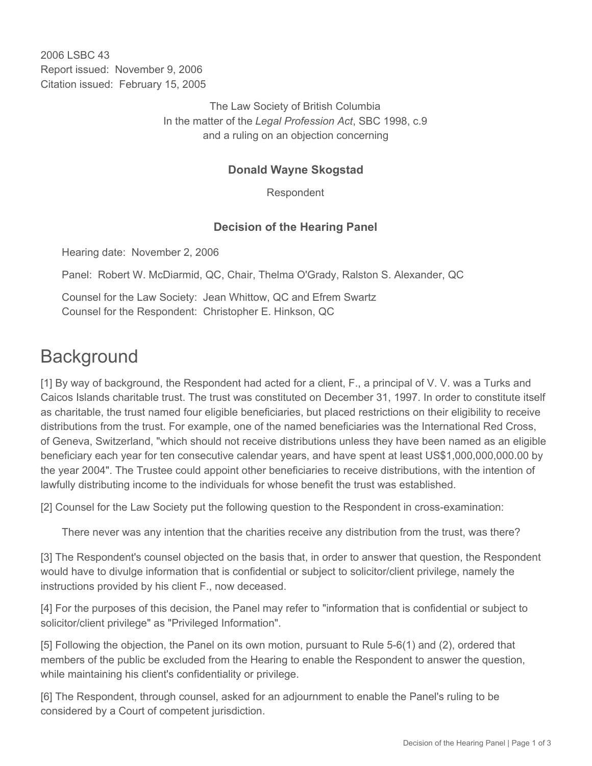2006 LSBC 43
Report issued: November 9, 2006
Citation issued: February 15, 2005

The Law Society of British Columbia
In the matter of the *Legal Profession Act*, SBC 1998, c.9
and a ruling on an objection concerning

**Donald Wayne Skogstad**

Respondent

**Decision of the Hearing Panel**

Hearing date: November 2, 2006

Panel: Robert W. McDiarmid, QC, Chair, Thelma O'Grady, Ralston S. Alexander, QC

Counsel for the Law Society: Jean Whittow, QC and Efrem Swartz
Counsel for the Respondent: Christopher E. Hinkson, QC

# Background

[1] By way of background, the Respondent had acted for a client, F., a principal of V. V. was a Turks and Caicos Islands charitable trust. The trust was constituted on December 31, 1997. In order to constitute itself as charitable, the trust named four eligible beneficiaries, but placed restrictions on their eligibility to receive distributions from the trust. For example, one of the named beneficiaries was the International Red Cross, of Geneva, Switzerland, "which should not receive distributions unless they have been named as an eligible beneficiary each year for ten consecutive calendar years, and have spent at least US$1,000,000,000.00 by the year 2004". The Trustee could appoint other beneficiaries to receive distributions, with the intention of lawfully distributing income to the individuals for whose benefit the trust was established.

[2] Counsel for the Law Society put the following question to the Respondent in cross-examination:

> There never was any intention that the charities receive any distribution from the trust, was there?

[3] The Respondent's counsel objected on the basis that, in order to answer that question, the Respondent would have to divulge information that is confidential or subject to solicitor/client privilege, namely the instructions provided by his client F., now deceased.

[4] For the purposes of this decision, the Panel may refer to "information that is confidential or subject to solicitor/client privilege" as "Privileged Information".

[5] Following the objection, the Panel on its own motion, pursuant to Rule 5-6(1) and (2), ordered that members of the public be excluded from the Hearing to enable the Respondent to answer the question, while maintaining his client's confidentiality or privilege.

[6] The Respondent, through counsel, asked for an adjournment to enable the Panel's ruling to be considered by a Court of competent jurisdiction.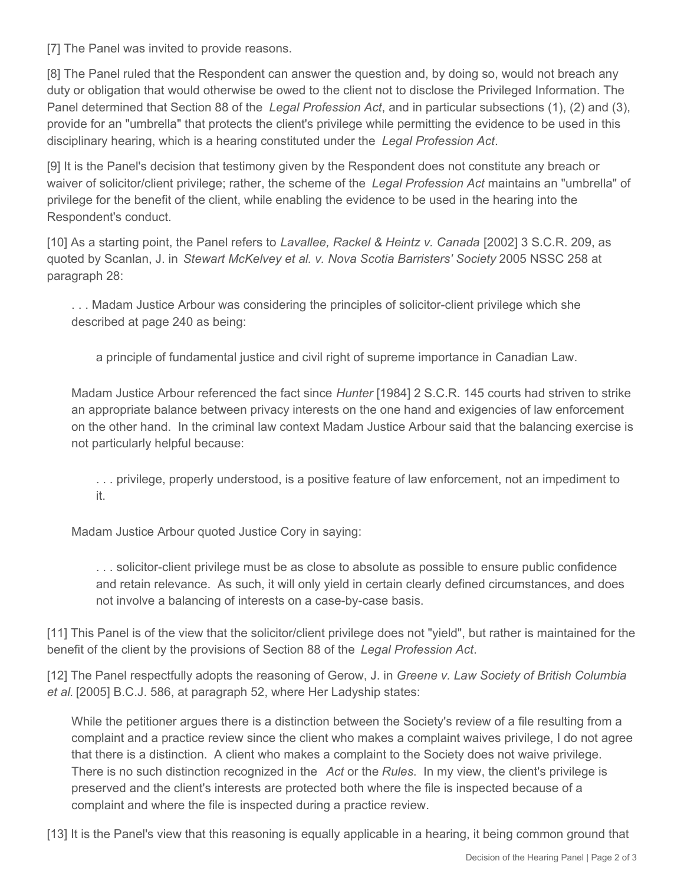[7] The Panel was invited to provide reasons.

[8] The Panel ruled that the Respondent can answer the question and, by doing so, would not breach any duty or obligation that would otherwise be owed to the client not to disclose the Privileged Information. The Panel determined that Section 88 of the *Legal Profession Act*, and in particular subsections (1), (2) and (3), provide for an "umbrella" that protects the client's privilege while permitting the evidence to be used in this disciplinary hearing, which is a hearing constituted under the *Legal Profession Act*.

[9] It is the Panel's decision that testimony given by the Respondent does not constitute any breach or waiver of solicitor/client privilege; rather, the scheme of the *Legal Profession Act* maintains an "umbrella" of privilege for the benefit of the client, while enabling the evidence to be used in the hearing into the Respondent's conduct.

[10] As a starting point, the Panel refers to *Lavallee, Rackel & Heintz v. Canada* [2002] 3 S.C.R. 209, as quoted by Scanlan, J. in *Stewart McKelvey et al. v. Nova Scotia Barristers' Society* 2005 NSSC 258 at paragraph 28:

> . . . Madam Justice Arbour was considering the principles of solicitor-client privilege which she described at page 240 as being:
>
> > a principle of fundamental justice and civil right of supreme importance in Canadian Law.
>
> Madam Justice Arbour referenced the fact since *Hunter* [1984] 2 S.C.R. 145 courts had striven to strike an appropriate balance between privacy interests on the one hand and exigencies of law enforcement on the other hand. In the criminal law context Madam Justice Arbour said that the balancing exercise is not particularly helpful because:
>
> > . . . privilege, properly understood, is a positive feature of law enforcement, not an impediment to it.
>
> Madam Justice Arbour quoted Justice Cory in saying:
>
> > . . . solicitor-client privilege must be as close to absolute as possible to ensure public confidence and retain relevance. As such, it will only yield in certain clearly defined circumstances, and does not involve a balancing of interests on a case-by-case basis.

[11] This Panel is of the view that the solicitor/client privilege does not "yield", but rather is maintained for the benefit of the client by the provisions of Section 88 of the *Legal Profession Act*.

[12] The Panel respectfully adopts the reasoning of Gerow, J. in *Greene v. Law Society of British Columbia et al.* [2005] B.C.J. 586, at paragraph 52, where Her Ladyship states:

> While the petitioner argues there is a distinction between the Society's review of a file resulting from a complaint and a practice review since the client who makes a complaint waives privilege, I do not agree that there is a distinction. A client who makes a complaint to the Society does not waive privilege. There is no such distinction recognized in the *Act* or the *Rules*. In my view, the client's privilege is preserved and the client's interests are protected both where the file is inspected because of a complaint and where the file is inspected during a practice review.

[13] It is the Panel's view that this reasoning is equally applicable in a hearing, it being common ground that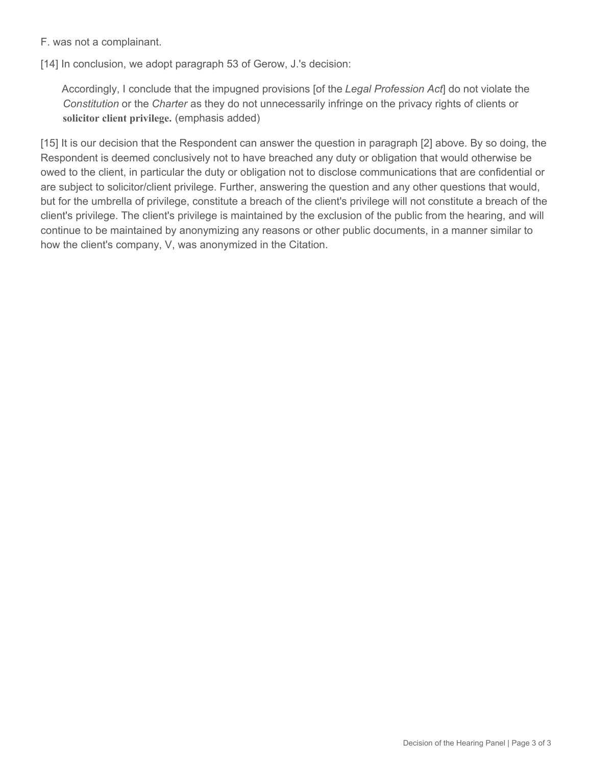F. was not a complainant.

[14] In conclusion, we adopt paragraph 53 of Gerow, J.'s decision:

> Accordingly, I conclude that the impugned provisions [of the *Legal Profession Act*] do not violate the *Constitution* or the *Charter* as they do not unnecessarily infringe on the privacy rights of clients or **solicitor client privilege.** (emphasis added)

[15] It is our decision that the Respondent can answer the question in paragraph [2] above. By so doing, the Respondent is deemed conclusively not to have breached any duty or obligation that would otherwise be owed to the client, in particular the duty or obligation not to disclose communications that are confidential or are subject to solicitor/client privilege. Further, answering the question and any other questions that would, but for the umbrella of privilege, constitute a breach of the client's privilege will not constitute a breach of the client's privilege. The client's privilege is maintained by the exclusion of the public from the hearing, and will continue to be maintained by anonymizing any reasons or other public documents, in a manner similar to how the client's company, V, was anonymized in the Citation.